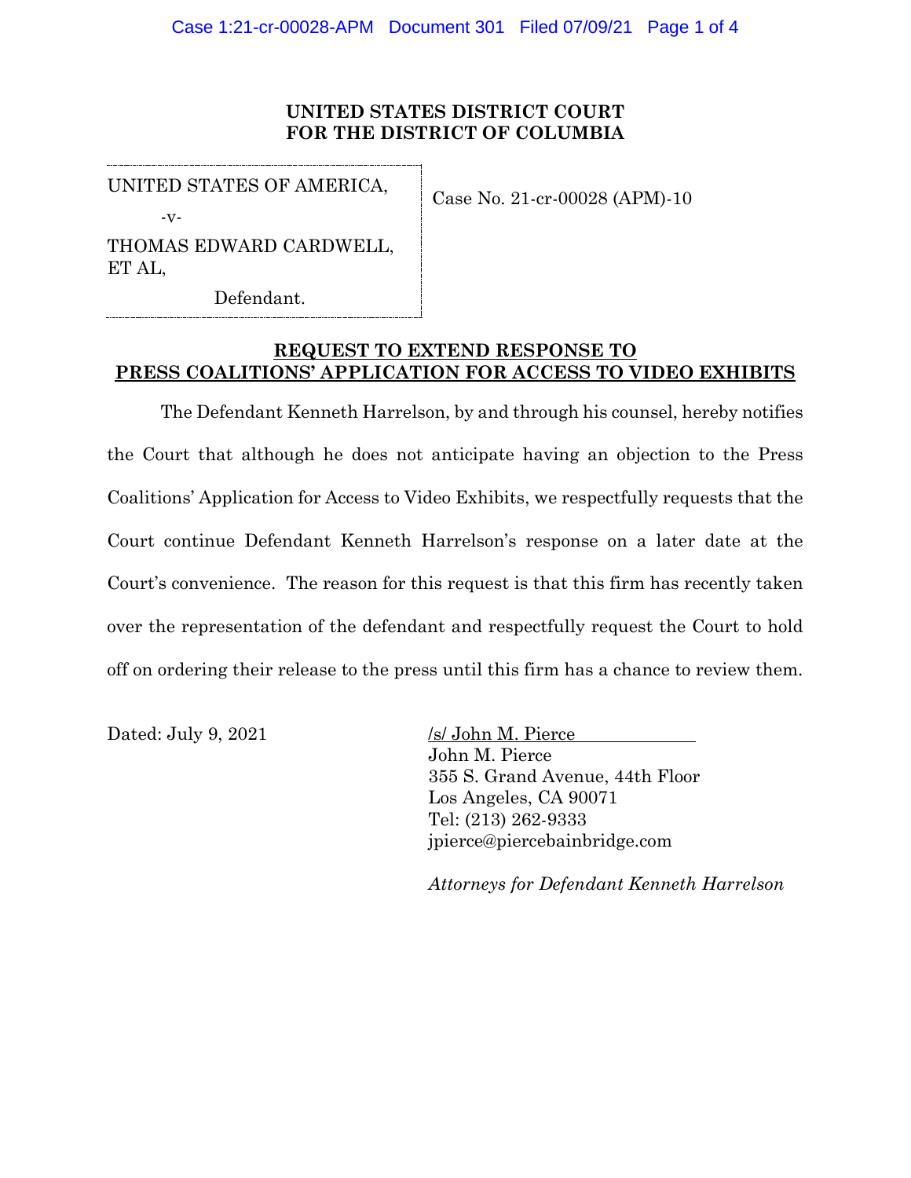**UNITED STATES DISTRICT COURT**
**FOR THE DISTRICT OF COLUMBIA**

| UNITED STATES OF AMERICA,<br>-v-<br>THOMAS EDWARD CARDWELL, ET AL,<br>Defendant. | Case No. 21-cr-00028 (APM)-10 |
|---|---|

**REQUEST TO EXTEND RESPONSE TO PRESS COALITIONS' APPLICATION FOR ACCESS TO VIDEO EXHIBITS**

The Defendant Kenneth Harrelson, by and through his counsel, hereby notifies the Court that although he does not anticipate having an objection to the Press Coalitions' Application for Access to Video Exhibits, we respectfully requests that the Court continue Defendant Kenneth Harrelson's response on a later date at the Court's convenience. The reason for this request is that this firm has recently taken over the representation of the defendant and respectfully request the Court to hold off on ordering their release to the press until this firm has a chance to review them.

Dated: July 9, 2021

/s/ John M. Pierce
John M. Pierce
355 S. Grand Avenue, 44th Floor
Los Angeles, CA 90071
Tel: (213) 262-9333
jpierce@piercebainbridge.com

*Attorneys for Defendant Kenneth Harrelson*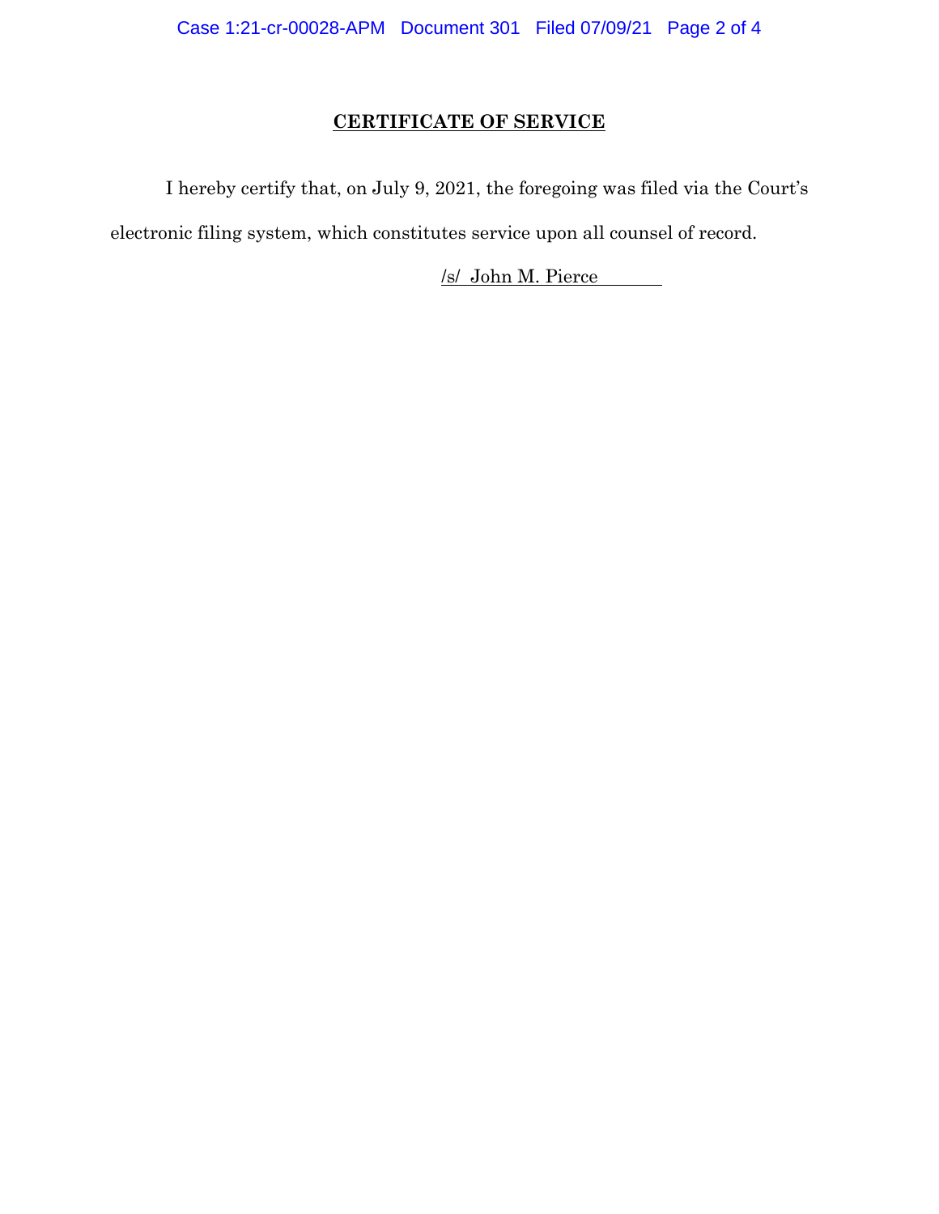**CERTIFICATE OF SERVICE**

I hereby certify that, on July 9, 2021, the foregoing was filed via the Court's electronic filing system, which constitutes service upon all counsel of record.

/s/ John M. Pierce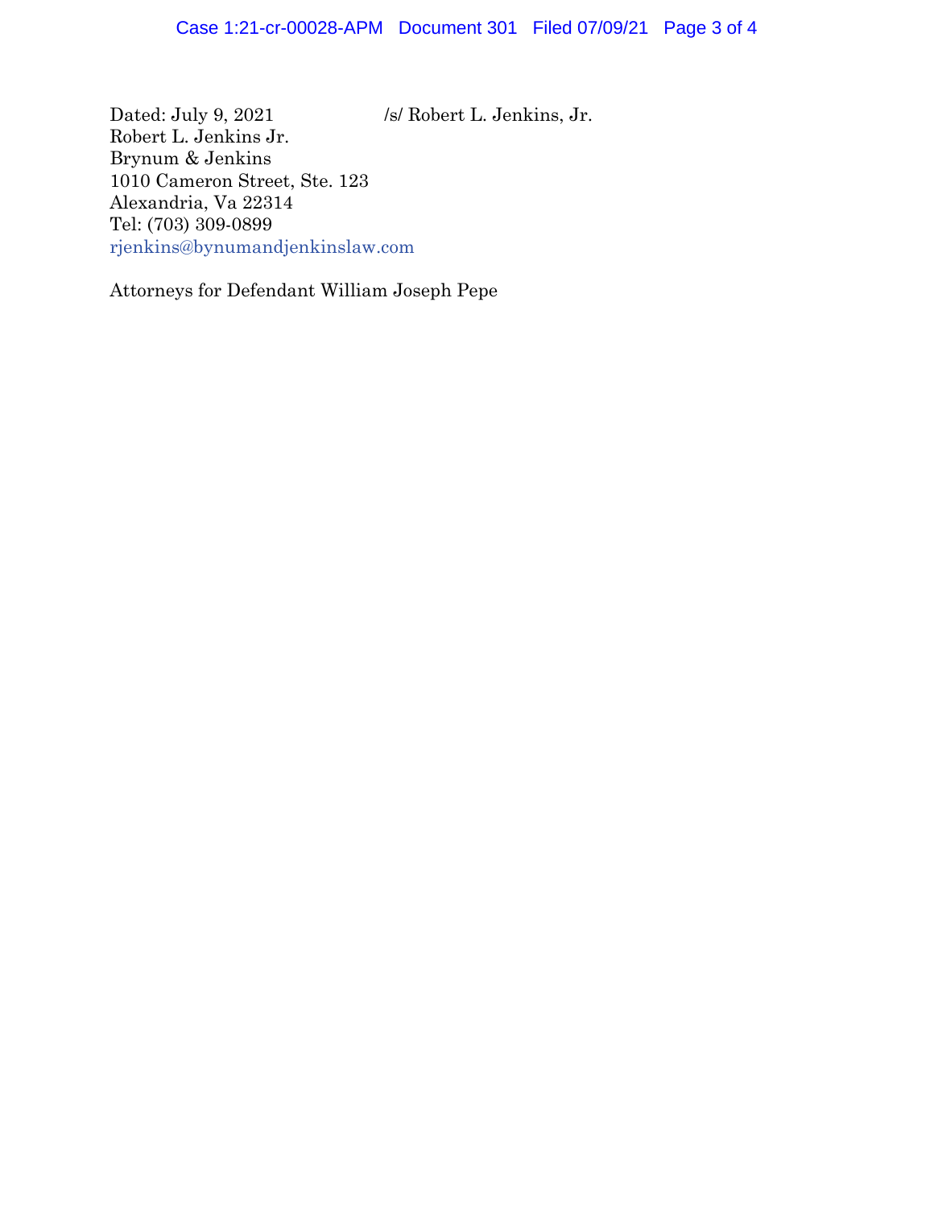Dated: July 9, 2021 /s/ Robert L. Jenkins, Jr.

Robert L. Jenkins Jr.
Brynum & Jenkins
1010 Cameron Street, Ste. 123
Alexandria, Va 22314
Tel: (703) 309-0899
rjenkins@bynumandjenkinslaw.com

Attorneys for Defendant William Joseph Pepe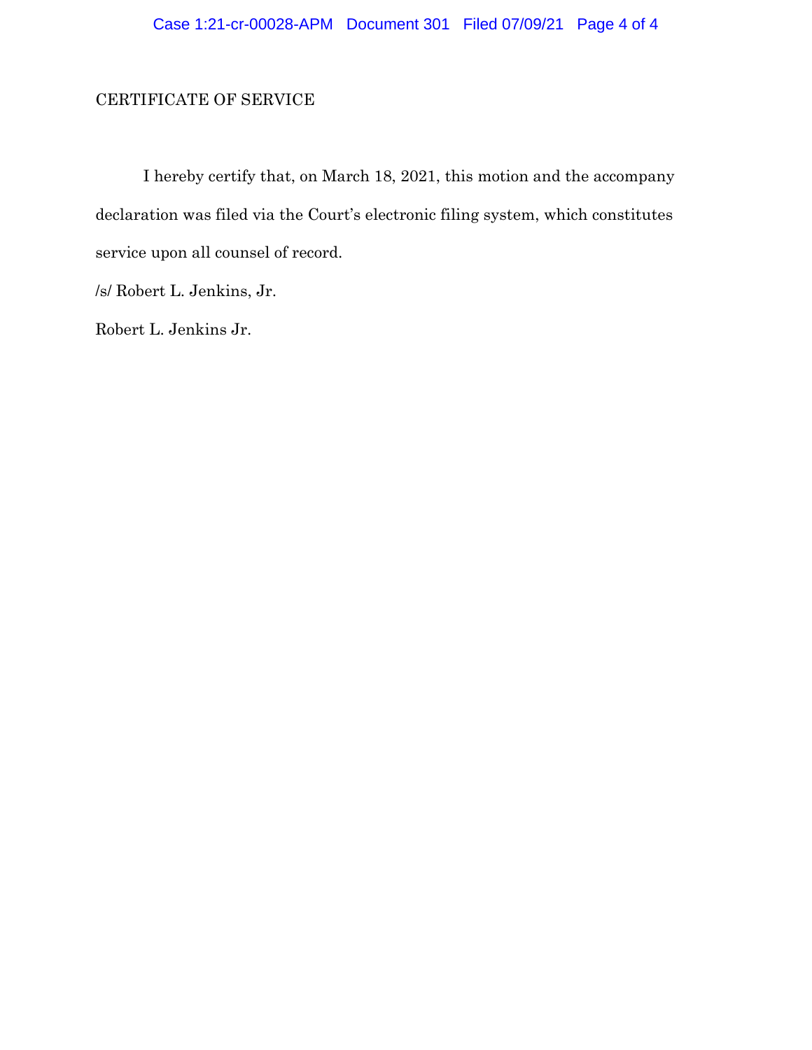CERTIFICATE OF SERVICE

I hereby certify that, on March 18, 2021, this motion and the accompany declaration was filed via the Court's electronic filing system, which constitutes service upon all counsel of record.

/s/ Robert L. Jenkins, Jr.

Robert L. Jenkins Jr.